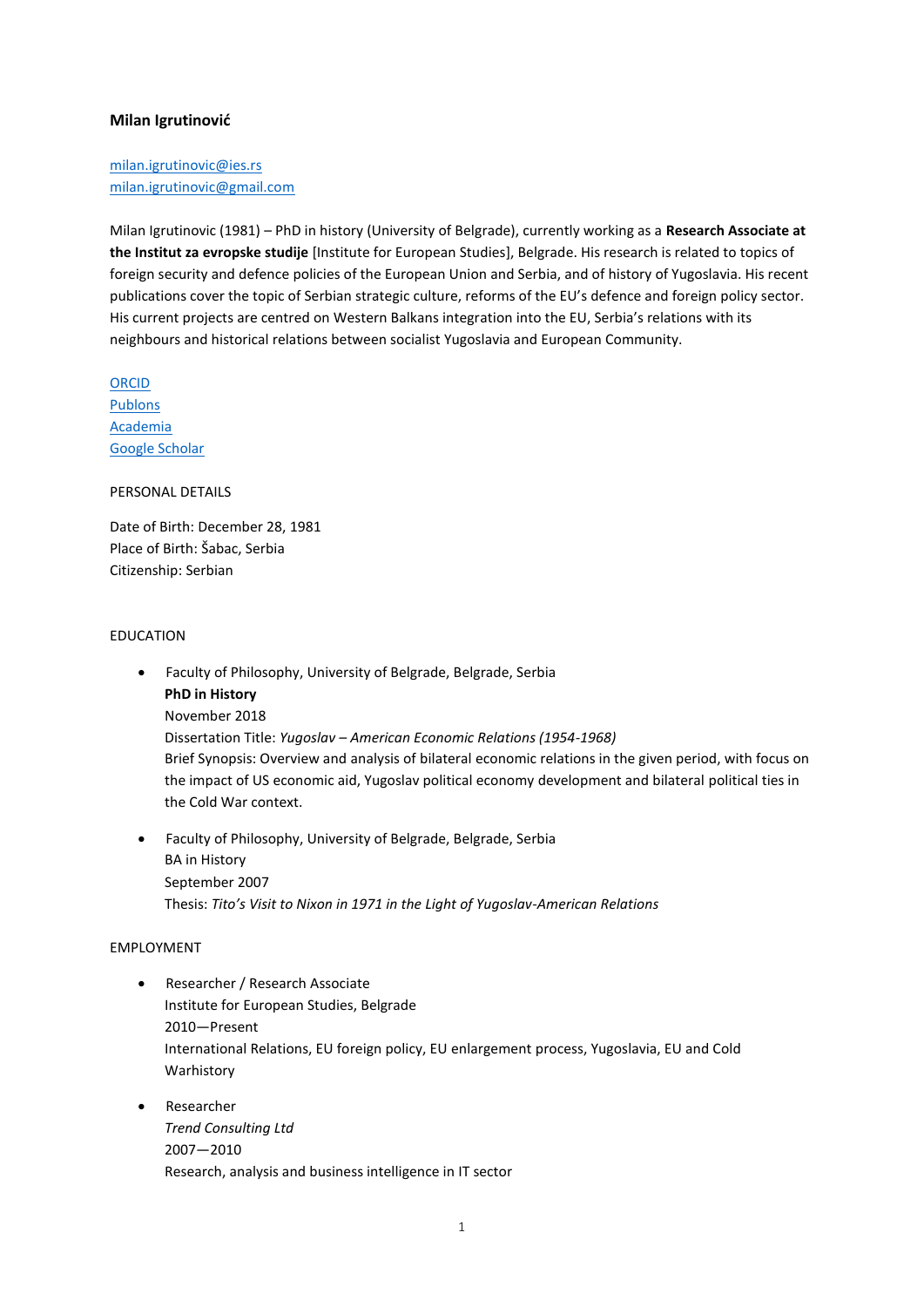# Milan Igrutinović

milan.igrutinovic@ies.rs
milan.igrutinovic@gmail.com

Milan Igrutinovic (1981) – PhD in history (University of Belgrade), currently working as a **Research Associate at the Institut za evropske studije** [Institute for European Studies], Belgrade. His research is related to topics of foreign security and defence policies of the European Union and Serbia, and of history of Yugoslavia. His recent publications cover the topic of Serbian strategic culture, reforms of the EU's defence and foreign policy sector. His current projects are centred on Western Balkans integration into the EU, Serbia's relations with its neighbours and historical relations between socialist Yugoslavia and European Community.

ORCID
Publons
Academia
Google Scholar

## PERSONAL DETAILS

Date of Birth: December 28, 1981
Place of Birth: Šabac, Serbia
Citizenship: Serbian

## EDUCATION

- Faculty of Philosophy, University of Belgrade, Belgrade, Serbia
  **PhD in History**
  November 2018
  Dissertation Title: *Yugoslav – American Economic Relations (1954-1968)*
  Brief Synopsis: Overview and analysis of bilateral economic relations in the given period, with focus on the impact of US economic aid, Yugoslav political economy development and bilateral political ties in the Cold War context.

- Faculty of Philosophy, University of Belgrade, Belgrade, Serbia
  BA in History
  September 2007
  Thesis: *Tito's Visit to Nixon in 1971 in the Light of Yugoslav-American Relations*

## EMPLOYMENT

- Researcher / Research Associate
  Institute for European Studies, Belgrade
  2010—Present
  International Relations, EU foreign policy, EU enlargement process, Yugoslavia, EU and Cold Warhistory

- Researcher
  *Trend Consulting Ltd*
  2007—2010
  Research, analysis and business intelligence in IT sector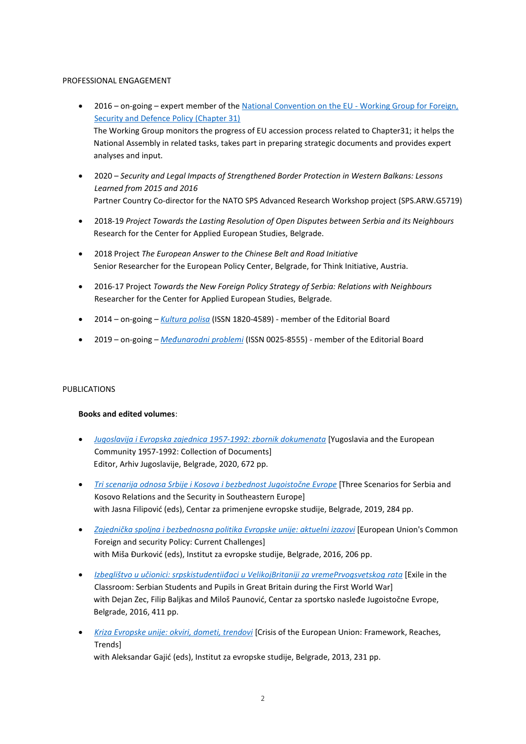PROFESSIONAL ENGAGEMENT

- 2016 – on-going – expert member of the National Convention on the EU - Working Group for Foreign, Security and Defence Policy (Chapter 31)
  The Working Group monitors the progress of EU accession process related to Chapter31; it helps the National Assembly in related tasks, takes part in preparing strategic documents and provides expert analyses and input.

- 2020 – *Security and Legal Impacts of Strengthened Border Protection in Western Balkans: Lessons Learned from 2015 and 2016*
  Partner Country Co-director for the NATO SPS Advanced Research Workshop project (SPS.ARW.G5719)

- 2018-19 *Project Towards the Lasting Resolution of Open Disputes between Serbia and its Neighbours*
  Research for the Center for Applied European Studies, Belgrade.

- 2018 Project *The European Answer to the Chinese Belt and Road Initiative*
  Senior Researcher for the European Policy Center, Belgrade, for Think Initiative, Austria.

- 2016-17 Project *Towards the New Foreign Policy Strategy of Serbia: Relations with Neighbours*
  Researcher for the Center for Applied European Studies, Belgrade.

- 2014 – on-going – *Kultura polisa* (ISSN 1820-4589) - member of the Editorial Board

- 2019 – on-going – *Međunarodni problemi* (ISSN 0025-8555) - member of the Editorial Board

PUBLICATIONS

**Books and edited volumes**:

- *Jugoslavija i Evropska zajednica 1957-1992: zbornik dokumenata* [Yugoslavia and the European Community 1957-1992: Collection of Documents]
  Editor, Arhiv Jugoslavije, Belgrade, 2020, 672 pp.

- *Tri scenarija odnosa Srbije i Kosova i bezbednost Jugoistočne Evrope* [Three Scenarios for Serbia and Kosovo Relations and the Security in Southeastern Europe]
  with Jasna Filipović (eds), Centar za primenjene evropske studije, Belgrade, 2019, 284 pp.

- *Zajednička spoljna i bezbednosna politika Evropske unije: aktuelni izazovi* [European Union's Common Foreign and security Policy: Current Challenges]
  with Miša Đurković (eds), Institut za evropske studije, Belgrade, 2016, 206 pp.

- *Izbeglištvo u učionici: srpskistudentiiđaci u VelikojBritaniji za vremePrvogsvetskog rata* [Exile in the Classroom: Serbian Students and Pupils in Great Britain during the First World War]
  with Dejan Zec, Filip Baljkas and Miloš Paunović, Centar za sportsko nasleđe Jugoistočne Evrope, Belgrade, 2016, 411 pp.

- *Kriza Evropske unije: okviri, dometi, trendovi* [Crisis of the European Union: Framework, Reaches, Trends]
  with Aleksandar Gajić (eds), Institut za evropske studije, Belgrade, 2013, 231 pp.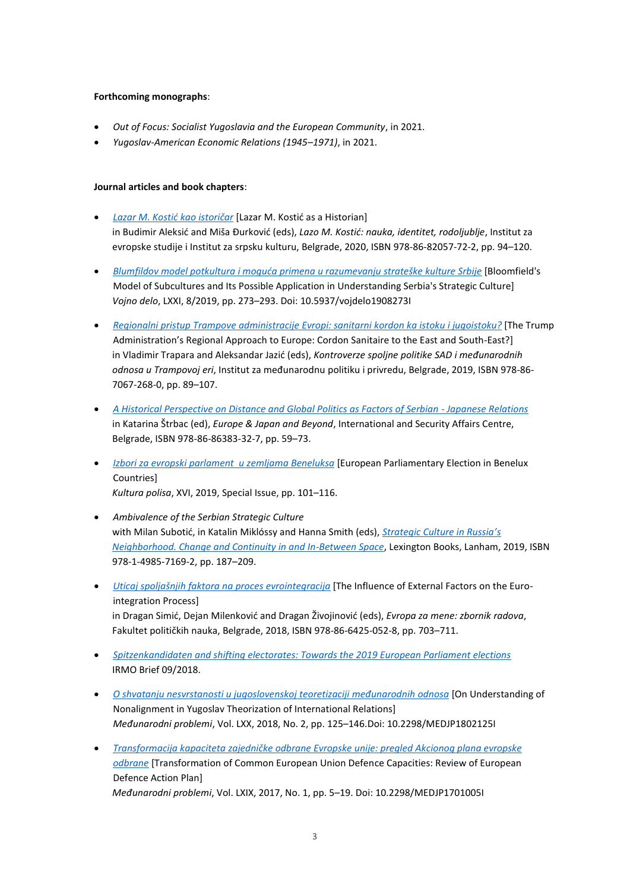**Forthcoming monographs**:

- *Out of Focus: Socialist Yugoslavia and the European Community*, in 2021.
- *Yugoslav-American Economic Relations (1945–1971)*, in 2021.

**Journal articles and book chapters**:

- *Lazar M. Kostić kao istoričar* [Lazar M. Kostić as a Historian]
  in Budimir Aleksić and Miša Đurković (eds), *Lazo M. Kostić: nauka, identitet, rodoljublje*, Institut za evropske studije i Institut za srpsku kulturu, Belgrade, 2020, ISBN 978-86-82057-72-2, pp. 94–120.

- *Blumfildov model potkultura i moguća primena u razumevanju strateške kulture Srbije* [Bloomfield's Model of Subcultures and Its Possible Application in Understanding Serbia's Strategic Culture]
  *Vojno delo*, LXXI, 8/2019, pp. 273–293. Doi: 10.5937/vojdelo1908273I

- *Regionalni pristup Trampove administracije Evropi: sanitarni kordon ka istoku i jugoistoku?* [The Trump Administration's Regional Approach to Europe: Cordon Sanitaire to the East and South-East?]
  in Vladimir Trapara and Aleksandar Jazić (eds), *Kontroverze spoljne politike SAD i međunarodnih odnosa u Trampovoj eri*, Institut za međunarodnu politiku i privredu, Belgrade, 2019, ISBN 978-86-7067-268-0, pp. 89–107.

- *A Historical Perspective on Distance and Global Politics as Factors of Serbian - Japanese Relations*
  in Katarina Štrbac (ed), *Europe & Japan and Beyond*, International and Security Affairs Centre, Belgrade, ISBN 978-86-86383-32-7, pp. 59–73.

- *Izbori za evropski parlament u zemljama Beneluksa* [European Parliamentary Election in Benelux Countries]
  *Kultura polisa*, XVI, 2019, Special Issue, pp. 101–116.

- *Ambivalence of the Serbian Strategic Culture*
  with Milan Subotić, in Katalin Miklóssy and Hanna Smith (eds), *Strategic Culture in Russia's Neighborhood. Change and Continuity in and In-Between Space*, Lexington Books, Lanham, 2019, ISBN 978-1-4985-7169-2, pp. 187–209.

- *Uticaj spoljašnjih faktora na proces evrointegracija* [The Influence of External Factors on the Euro-integration Process]
  in Dragan Simić, Dejan Milenković and Dragan Živojinović (eds), *Evropa za mene: zbornik radova*, Fakultet političkih nauka, Belgrade, 2018, ISBN 978-86-6425-052-8, pp. 703–711.

- *Spitzenkandidaten and shifting electorates: Towards the 2019 European Parliament elections*
  IRMO Brief 09/2018.

- *O shvatanju nesvrstanosti u jugoslovenskoj teoretizaciji međunarodnih odnosa* [On Understanding of Nonalignment in Yugoslav Theorization of International Relations]
  *Međunarodni problemi*, Vol. LXX, 2018, No. 2, pp. 125–146.Doi: 10.2298/MEDJP1802125I

- *Transformacija kapaciteta zajedničke odbrane Evropske unije: pregled Akcionog plana evropske odbrane* [Transformation of Common European Union Defence Capacities: Review of European Defence Action Plan]
  *Međunarodni problemi*, Vol. LXIX, 2017, No. 1, pp. 5–19. Doi: 10.2298/MEDJP1701005I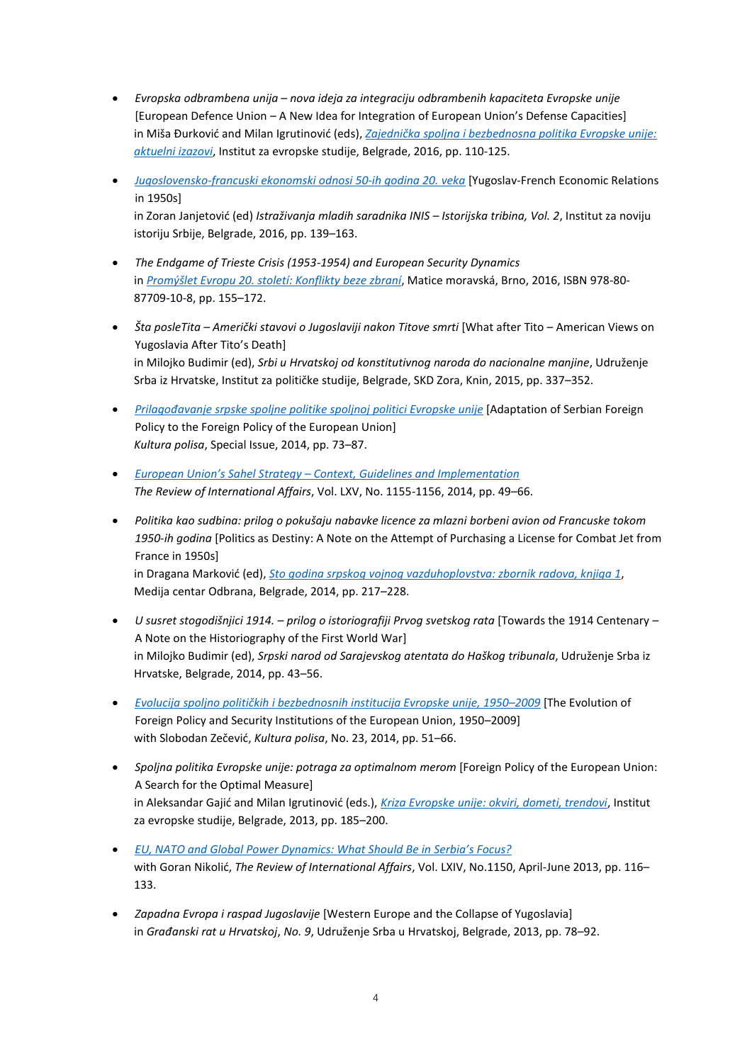- *Evropska odbrambena unija – nova ideja za integraciju odbrambenih kapaciteta Evropske unije* [European Defence Union – A New Idea for Integration of European Union's Defense Capacities] in Miša Đurković and Milan Igrutinović (eds), *Zajednička spoljna i bezbednosna politika Evropske unije: aktuelni izazovi*, Institut za evropske studije, Belgrade, 2016, pp. 110-125.

- *Jugoslovensko-francuski ekonomski odnosi 50-ih godina 20. veka* [Yugoslav-French Economic Relations in 1950s] in Zoran Janjetović (ed) *Istraživanja mladih saradnika INIS – Istorijska tribina, Vol. 2*, Institut za noviju istoriju Srbije, Belgrade, 2016, pp. 139–163.

- *The Endgame of Trieste Crisis (1953-1954) and European Security Dynamics* in *Promýšlet Evropu 20. století: Konflikty beze zbraní*, Matice moravská, Brno, 2016, ISBN 978-80-87709-10-8, pp. 155–172.

- *Šta posleTita – Američki stavovi o Jugoslaviji nakon Titove smrti* [What after Tito – American Views on Yugoslavia After Tito's Death] in Milojko Budimir (ed), *Srbi u Hrvatskoj od konstitutivnog naroda do nacionalne manjine*, Udruženje Srba iz Hrvatske, Institut za političke studije, Belgrade, SKD Zora, Knin, 2015, pp. 337–352.

- *Prilagođavanje srpske spoljne politike spoljnoj politici Evropske unije* [Adaptation of Serbian Foreign Policy to the Foreign Policy of the European Union] *Kultura polisa*, Special Issue, 2014, pp. 73–87.

- *European Union's Sahel Strategy – Context, Guidelines and Implementation* *The Review of International Affairs*, Vol. LXV, No. 1155-1156, 2014, pp. 49–66.

- *Politika kao sudbina: prilog o pokušaju nabavke licence za mlazni borbeni avion od Francuske tokom 1950-ih godina* [Politics as Destiny: A Note on the Attempt of Purchasing a License for Combat Jet from France in 1950s] in Dragana Marković (ed), *Sto godina srpskog vojnog vazduhoplovstva: zbornik radova, knjiga 1*, Medija centar Odbrana, Belgrade, 2014, pp. 217–228.

- *U susret stogodišnjici 1914. – prilog o istoriografiji Prvog svetskog rata* [Towards the 1914 Centenary – A Note on the Historiography of the First World War] in Milojko Budimir (ed), *Srpski narod od Sarajevskog atentata do Haškog tribunala*, Udruženje Srba iz Hrvatske, Belgrade, 2014, pp. 43–56.

- *Evolucija spoljno političkih i bezbednosnih institucija Evropske unije, 1950–2009* [The Evolution of Foreign Policy and Security Institutions of the European Union, 1950–2009] with Slobodan Zečević, *Kultura polisa*, No. 23, 2014, pp. 51–66.

- *Spoljna politika Evropske unije: potraga za optimalnom merom* [Foreign Policy of the European Union: A Search for the Optimal Measure] in Aleksandar Gajić and Milan Igrutinović (eds.), *Kriza Evropske unije: okviri, dometi, trendovi*, Institut za evropske studije, Belgrade, 2013, pp. 185–200.

- *EU, NATO and Global Power Dynamics: What Should Be in Serbia's Focus?* with Goran Nikolić, *The Review of International Affairs*, Vol. LXIV, No.1150, April-June 2013, pp. 116–133.

- *Zapadna Evropa i raspad Jugoslavije* [Western Europe and the Collapse of Yugoslavia] in *Građanski rat u Hrvatskoj*, *No. 9*, Udruženje Srba u Hrvatskoj, Belgrade, 2013, pp. 78–92.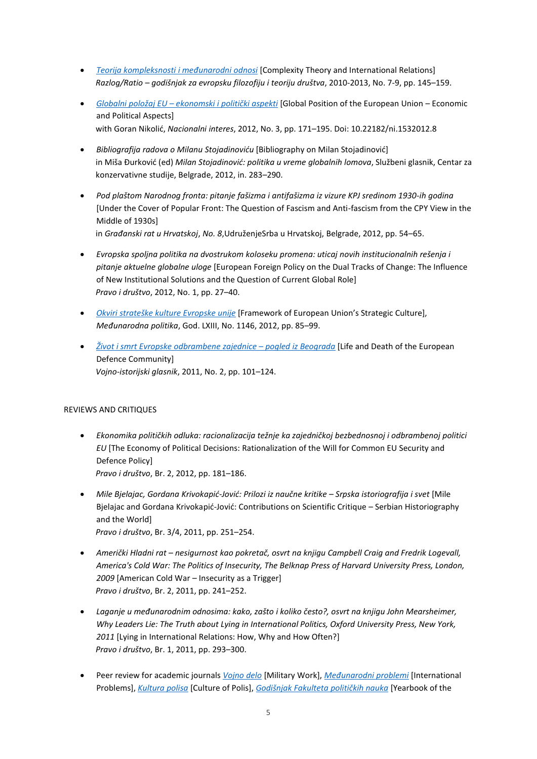- *Teorija kompleksnosti i međunarodni odnosi* [Complexity Theory and International Relations]
  *Razlog/Ratio – godišnjak za evropsku filozofiju i teoriju društva*, 2010-2013, No. 7-9, pp. 145–159.

- *Globalni položaj EU – ekonomski i politički aspekti* [Global Position of the European Union – Economic and Political Aspects]
  with Goran Nikolić, *Nacionalni interes*, 2012, No. 3, pp. 171–195. Doi: 10.22182/ni.1532012.8

- *Bibliografija radova o Milanu Stojadinoviću* [Bibliography on Milan Stojadinović]
  in Miša Đurković (ed) *Milan Stojadinović: politika u vreme globalnih lomova*, Službeni glasnik, Centar za konzervativne studije, Belgrade, 2012, in. 283–290.

- *Pod plaštom Narodnog fronta: pitanje fašizma i antifašizma iz vizure KPJ sredinom 1930-ih godina* [Under the Cover of Popular Front: The Question of Fascism and Anti-fascism from the CPY View in the Middle of 1930s]
  in *Građanski rat u Hrvatskoj*, *No. 8*,UdruženjeSrba u Hrvatskoj, Belgrade, 2012, pp. 54–65.

- *Evropska spoljna politika na dvostrukom koloseku promena: uticaj novih institucionalnih rešenja i pitanje aktuelne globalne uloge* [European Foreign Policy on the Dual Tracks of Change: The Influence of New Institutional Solutions and the Question of Current Global Role]
  *Pravo i društvo*, 2012, No. 1, pp. 27–40.

- *Okviri strateške kulture Evropske unije* [Framework of European Union's Strategic Culture],
  *Međunarodna politika*, God. LXIII, No. 1146, 2012, pp. 85–99.

- *Život i smrt Evropske odbrambene zajednice – pogled iz Beograda* [Life and Death of the European Defence Community]
  *Vojno-istorijski glasnik*, 2011, No. 2, pp. 101–124.

REVIEWS AND CRITIQUES

- *Ekonomika političkih odluka: racionalizacija težnje ka zajedničkoj bezbednosnoj i odbrambenoj politici EU* [The Economy of Political Decisions: Rationalization of the Will for Common EU Security and Defence Policy]
  *Pravo i društvo*, Br. 2, 2012, pp. 181–186.

- *Mile Bjelajac, Gordana Krivokapić-Jović: Prilozi iz naučne kritike – Srpska istoriografija i svet* [Mile Bjelajac and Gordana Krivokapić-Jović: Contributions on Scientific Critique – Serbian Historiography and the World]
  *Pravo i društvo*, Br. 3/4, 2011, pp. 251–254.

- *Američki Hladni rat – nesigurnost kao pokretač, osvrt na knjigu Campbell Craig and Fredrik Logevall, America's Cold War: The Politics of Insecurity, The Belknap Press of Harvard University Press, London, 2009* [American Cold War – Insecurity as a Trigger]
  *Pravo i društvo*, Br. 2, 2011, pp. 241–252.

- *Laganje u međunarodnim odnosima: kako, zašto i koliko često?, osvrt na knjigu John Mearsheimer, Why Leaders Lie: The Truth about Lying in International Politics, Oxford University Press, New York, 2011* [Lying in International Relations: How, Why and How Often?]
  *Pravo i društvo*, Br. 1, 2011, pp. 293–300.

- Peer review for academic journals *Vojno delo* [Military Work], *Međunarodni problemi* [International Problems], *Kultura polisa* [Culture of Polis], *Godišnjak Fakulteta političkih nauka* [Yearbook of the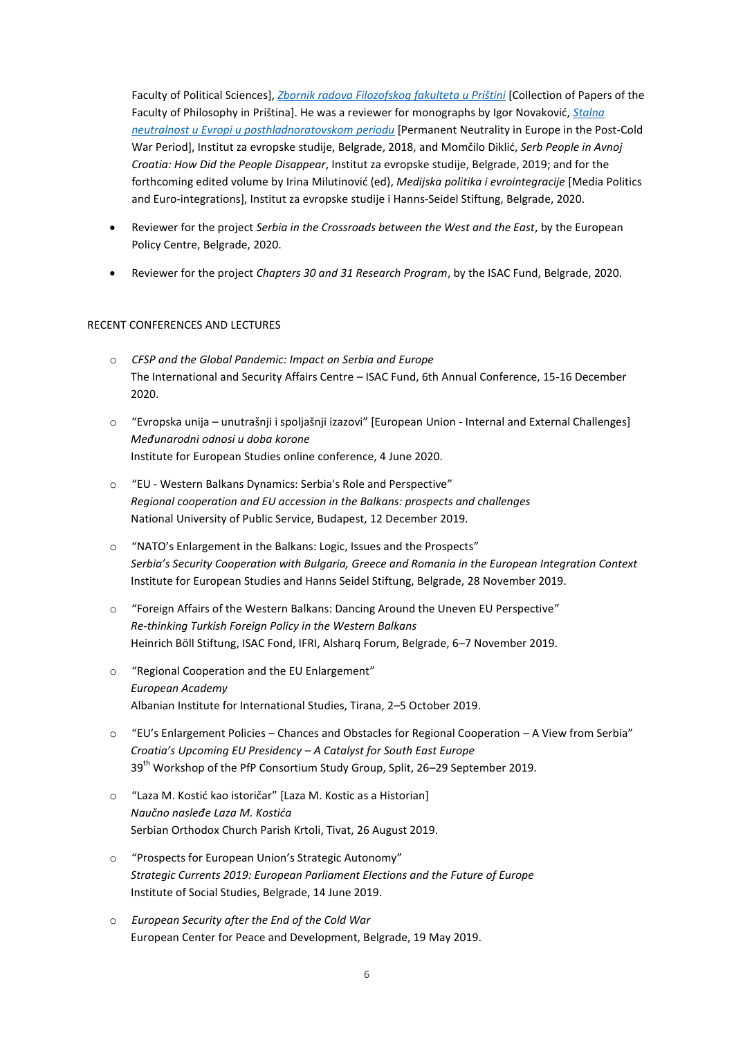Faculty of Political Sciences], *Zbornik radova Filozofskog fakulteta u Prištini* [Collection of Papers of the Faculty of Philosophy in Priština]. He was a reviewer for monographs by Igor Novaković, *Stalna neutralnost u Evropi u posthladnoratovskom periodu* [Permanent Neutrality in Europe in the Post-Cold War Period], Institut za evropske studije, Belgrade, 2018, and Momčilo Diklić, *Serb People in Avnoj Croatia: How Did the People Disappear*, Institut za evropske studije, Belgrade, 2019; and for the forthcoming edited volume by Irina Milutinović (ed), *Medijska politika i evrointegracije* [Media Politics and Euro-integrations], Institut za evropske studije i Hanns-Seidel Stiftung, Belgrade, 2020.

- Reviewer for the project *Serbia in the Crossroads between the West and the East*, by the European Policy Centre, Belgrade, 2020.
- Reviewer for the project *Chapters 30 and 31 Research Program*, by the ISAC Fund, Belgrade, 2020.

RECENT CONFERENCES AND LECTURES

- *CFSP and the Global Pandemic: Impact on Serbia and Europe*
  The International and Security Affairs Centre – ISAC Fund, 6th Annual Conference, 15-16 December 2020.
- "Evropska unija – unutrašnji i spoljašnji izazovi" [European Union - Internal and External Challenges]
  *Međunarodni odnosi u doba korone*
  Institute for European Studies online conference, 4 June 2020.
- "EU - Western Balkans Dynamics: Serbia's Role and Perspective"
  *Regional cooperation and EU accession in the Balkans: prospects and challenges*
  National University of Public Service, Budapest, 12 December 2019.
- "NATO's Enlargement in the Balkans: Logic, Issues and the Prospects"
  *Serbia's Security Cooperation with Bulgaria, Greece and Romania in the European Integration Context*
  Institute for European Studies and Hanns Seidel Stiftung, Belgrade, 28 November 2019.
- "Foreign Affairs of the Western Balkans: Dancing Around the Uneven EU Perspective"
  *Re-thinking Turkish Foreign Policy in the Western Balkans*
  Heinrich Böll Stiftung, ISAC Fond, IFRI, Alsharq Forum, Belgrade, 6–7 November 2019.
- "Regional Cooperation and the EU Enlargement"
  *European Academy*
  Albanian Institute for International Studies, Tirana, 2–5 October 2019.
- "EU's Enlargement Policies – Chances and Obstacles for Regional Cooperation – A View from Serbia"
  *Croatia's Upcoming EU Presidency – A Catalyst for South East Europe*
  39th Workshop of the PfP Consortium Study Group, Split, 26–29 September 2019.
- "Laza M. Kostić kao istoričar" [Laza M. Kostic as a Historian]
  *Naučno nasleđe Laza M. Kostića*
  Serbian Orthodox Church Parish Krtoli, Tivat, 26 August 2019.
- "Prospects for European Union's Strategic Autonomy"
  *Strategic Currents 2019: European Parliament Elections and the Future of Europe*
  Institute of Social Studies, Belgrade, 14 June 2019.
- *European Security after the End of the Cold War*
  European Center for Peace and Development, Belgrade, 19 May 2019.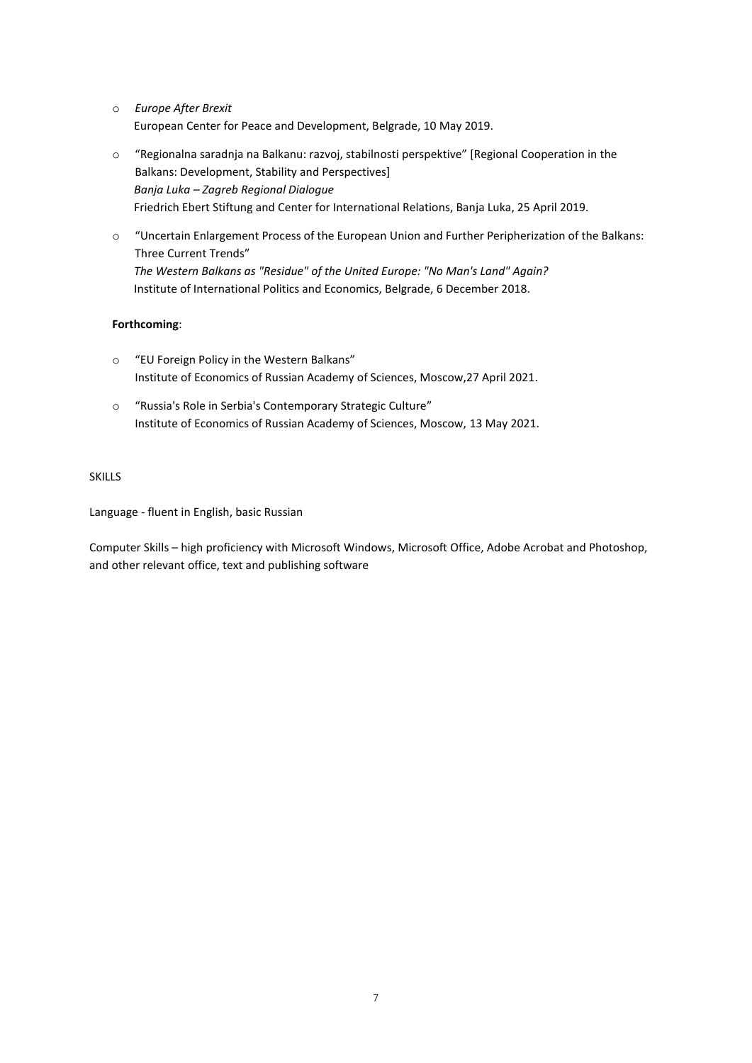- *Europe After Brexit*
  European Center for Peace and Development, Belgrade, 10 May 2019.

- "Regionalna saradnja na Balkanu: razvoj, stabilnosti perspektive" [Regional Cooperation in the Balkans: Development, Stability and Perspectives]
  *Banja Luka – Zagreb Regional Dialogue*
  Friedrich Ebert Stiftung and Center for International Relations, Banja Luka, 25 April 2019.

- "Uncertain Enlargement Process of the European Union and Further Peripherization of the Balkans: Three Current Trends"
  *The Western Balkans as "Residue" of the United Europe: "No Man's Land" Again?*
  Institute of International Politics and Economics, Belgrade, 6 December 2018.

**Forthcoming**:

- "EU Foreign Policy in the Western Balkans"
  Institute of Economics of Russian Academy of Sciences, Moscow,27 April 2021.

- "Russia's Role in Serbia's Contemporary Strategic Culture"
  Institute of Economics of Russian Academy of Sciences, Moscow, 13 May 2021.

SKILLS

Language - fluent in English, basic Russian

Computer Skills – high proficiency with Microsoft Windows, Microsoft Office, Adobe Acrobat and Photoshop, and other relevant office, text and publishing software